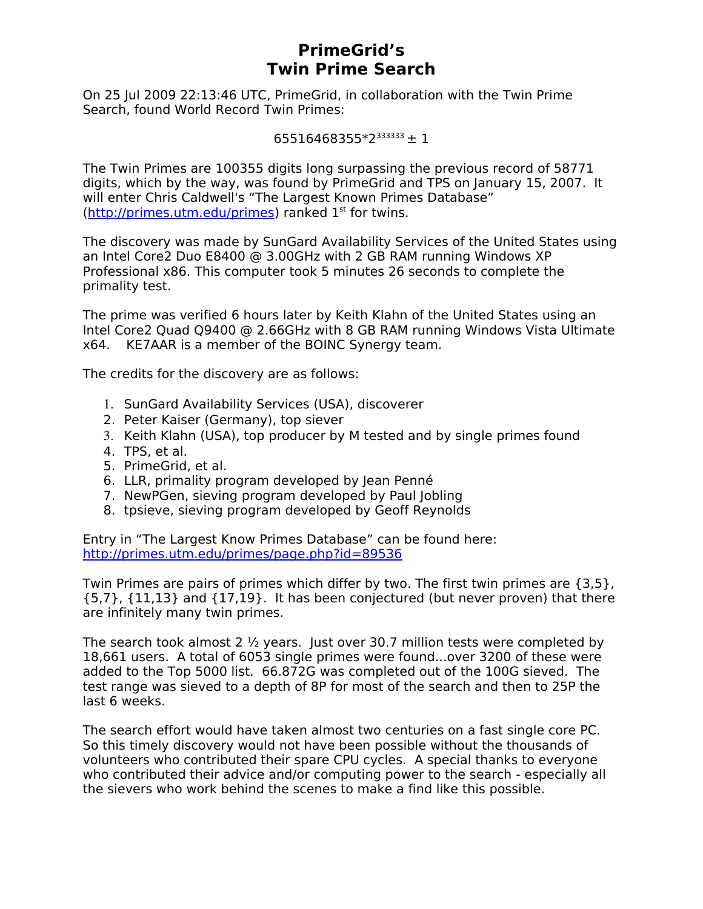# PrimeGrid's Twin Prime Search

On 25 Jul 2009 22:13:46 UTC, PrimeGrid, in collaboration with the Twin Prime Search, found World Record Twin Primes:

$$65516468355*2^{333333} \pm 1$$

The Twin Primes are 100355 digits long surpassing the previous record of 58771 digits, which by the way, was found by PrimeGrid and TPS on January 15, 2007. It will enter Chris Caldwell's "The Largest Known Primes Database" (http://primes.utm.edu/primes) ranked 1st for twins.

The discovery was made by SunGard Availability Services of the United States using an Intel Core2 Duo E8400 @ 3.00GHz with 2 GB RAM running Windows XP Professional x86. This computer took 5 minutes 26 seconds to complete the primality test.

The prime was verified 6 hours later by Keith Klahn of the United States using an Intel Core2 Quad Q9400 @ 2.66GHz with 8 GB RAM running Windows Vista Ultimate x64. KE7AAR is a member of the BOINC Synergy team.

The credits for the discovery are as follows:

1. SunGard Availability Services (USA), discoverer
2. Peter Kaiser (Germany), top siever
3. Keith Klahn (USA), top producer by M tested and by single primes found
4. TPS, et al.
5. PrimeGrid, et al.
6. LLR, primality program developed by Jean Penné
7. NewPGen, sieving program developed by Paul Jobling
8. tpsieve, sieving program developed by Geoff Reynolds

Entry in "The Largest Know Primes Database" can be found here: http://primes.utm.edu/primes/page.php?id=89536

Twin Primes are pairs of primes which differ by two. The first twin primes are {3,5}, {5,7}, {11,13} and {17,19}. It has been conjectured (but never proven) that there are infinitely many twin primes.

The search took almost 2 ½ years. Just over 30.7 million tests were completed by 18,661 users. A total of 6053 single primes were found...over 3200 of these were added to the Top 5000 list. 66.872G was completed out of the 100G sieved. The test range was sieved to a depth of 8P for most of the search and then to 25P the last 6 weeks.

The search effort would have taken almost two centuries on a fast single core PC. So this timely discovery would not have been possible without the thousands of volunteers who contributed their spare CPU cycles. A special thanks to everyone who contributed their advice and/or computing power to the search - especially all the sievers who work behind the scenes to make a find like this possible.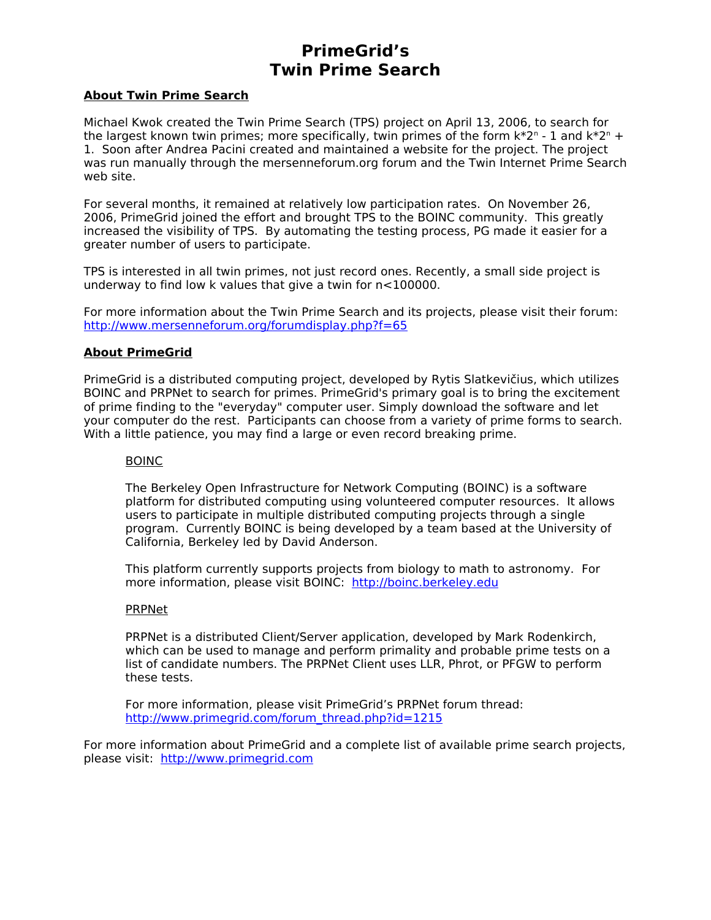# PrimeGrid's Twin Prime Search

## About Twin Prime Search

Michael Kwok created the Twin Prime Search (TPS) project on April 13, 2006, to search for the largest known twin primes; more specifically, twin primes of the form $k*2^n - 1$ and $k*2^n + 1$. Soon after Andrea Pacini created and maintained a website for the project. The project was run manually through the mersenneforum.org forum and the Twin Internet Prime Search web site.

For several months, it remained at relatively low participation rates. On November 26, 2006, PrimeGrid joined the effort and brought TPS to the BOINC community. This greatly increased the visibility of TPS. By automating the testing process, PG made it easier for a greater number of users to participate.

TPS is interested in all twin primes, not just record ones. Recently, a small side project is underway to find low k values that give a twin for n<100000.

For more information about the Twin Prime Search and its projects, please visit their forum: [http://www.mersenneforum.org/forumdisplay.php?f=65](http://www.mersenneforum.org/forumdisplay.php?f=65)

## About PrimeGrid

PrimeGrid is a distributed computing project, developed by Rytis Slatkevičius, which utilizes BOINC and PRPNet to search for primes. PrimeGrid's primary goal is to bring the excitement of prime finding to the "everyday" computer user. Simply download the software and let your computer do the rest. Participants can choose from a variety of prime forms to search. With a little patience, you may find a large or even record breaking prime.

### BOINC

The Berkeley Open Infrastructure for Network Computing (BOINC) is a software platform for distributed computing using volunteered computer resources. It allows users to participate in multiple distributed computing projects through a single program. Currently BOINC is being developed by a team based at the University of California, Berkeley led by David Anderson.

This platform currently supports projects from biology to math to astronomy. For more information, please visit BOINC: [http://boinc.berkeley.edu](http://boinc.berkeley.edu)

### PRPNet

PRPNet is a distributed Client/Server application, developed by Mark Rodenkirch, which can be used to manage and perform primality and probable prime tests on a list of candidate numbers. The PRPNet Client uses LLR, Phrot, or PFGW to perform these tests.

For more information, please visit PrimeGrid's PRPNet forum thread: [http://www.primegrid.com/forum_thread.php?id=1215](http://www.primegrid.com/forum_thread.php?id=1215)

For more information about PrimeGrid and a complete list of available prime search projects, please visit: [http://www.primegrid.com](http://www.primegrid.com)